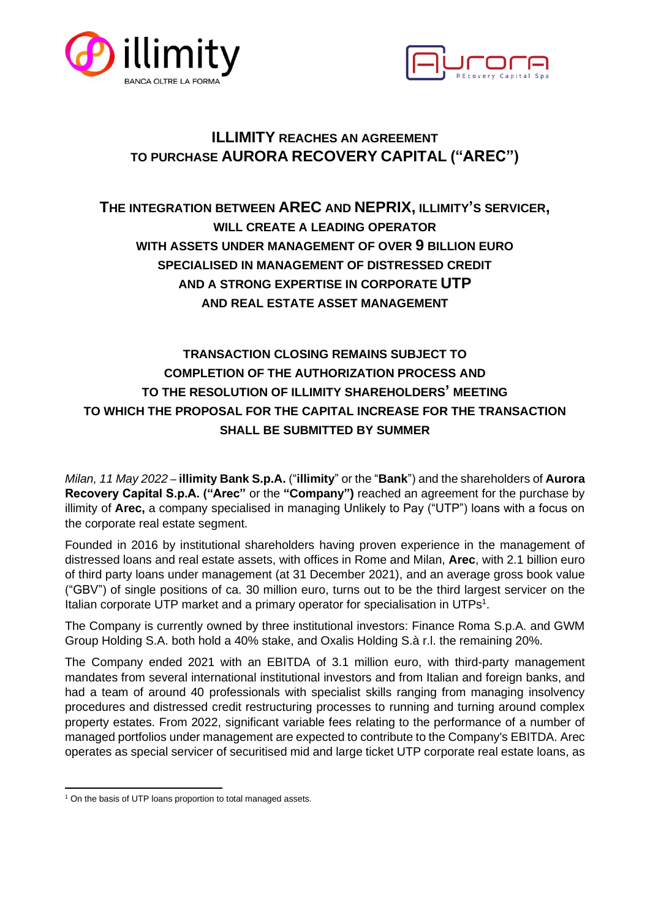# ILLIMITY REACHES AN AGREEMENT TO PURCHASE AURORA RECOVERY CAPITAL ("AREC")

## THE INTEGRATION BETWEEN AREC AND NEPRIX, ILLIMITY'S SERVICER, WILL CREATE A LEADING OPERATOR WITH ASSETS UNDER MANAGEMENT OF OVER 9 BILLION EURO SPECIALISED IN MANAGEMENT OF DISTRESSED CREDIT AND A STRONG EXPERTISE IN CORPORATE UTP AND REAL ESTATE ASSET MANAGEMENT

## TRANSACTION CLOSING REMAINS SUBJECT TO COMPLETION OF THE AUTHORIZATION PROCESS AND TO THE RESOLUTION OF ILLIMITY SHAREHOLDERS' MEETING TO WHICH THE PROPOSAL FOR THE CAPITAL INCREASE FOR THE TRANSACTION SHALL BE SUBMITTED BY SUMMER

*Milan, 11 May 2022* – **illimity Bank S.p.A.** ("**illimity**" or the "**Bank**") and the shareholders of **Aurora Recovery Capital S.p.A. ("Arec"** or the **"Company")** reached an agreement for the purchase by illimity of **Arec,** a company specialised in managing Unlikely to Pay ("UTP") loans with a focus on the corporate real estate segment.

Founded in 2016 by institutional shareholders having proven experience in the management of distressed loans and real estate assets, with offices in Rome and Milan, **Arec**, with 2.1 billion euro of third party loans under management (at 31 December 2021), and an average gross book value ("GBV") of single positions of ca. 30 million euro, turns out to be the third largest servicer on the Italian corporate UTP market and a primary operator for specialisation in UTPs[1].

The Company is currently owned by three institutional investors: Finance Roma S.p.A. and GWM Group Holding S.A. both hold a 40% stake, and Oxalis Holding S.à r.l. the remaining 20%.

The Company ended 2021 with an EBITDA of 3.1 million euro, with third-party management mandates from several international institutional investors and from Italian and foreign banks, and had a team of around 40 professionals with specialist skills ranging from managing insolvency procedures and distressed credit restructuring processes to running and turning around complex property estates. From 2022, significant variable fees relating to the performance of a number of managed portfolios under management are expected to contribute to the Company's EBITDA. Arec operates as special servicer of securitised mid and large ticket UTP corporate real estate loans, as

[1] On the basis of UTP loans proportion to total managed assets.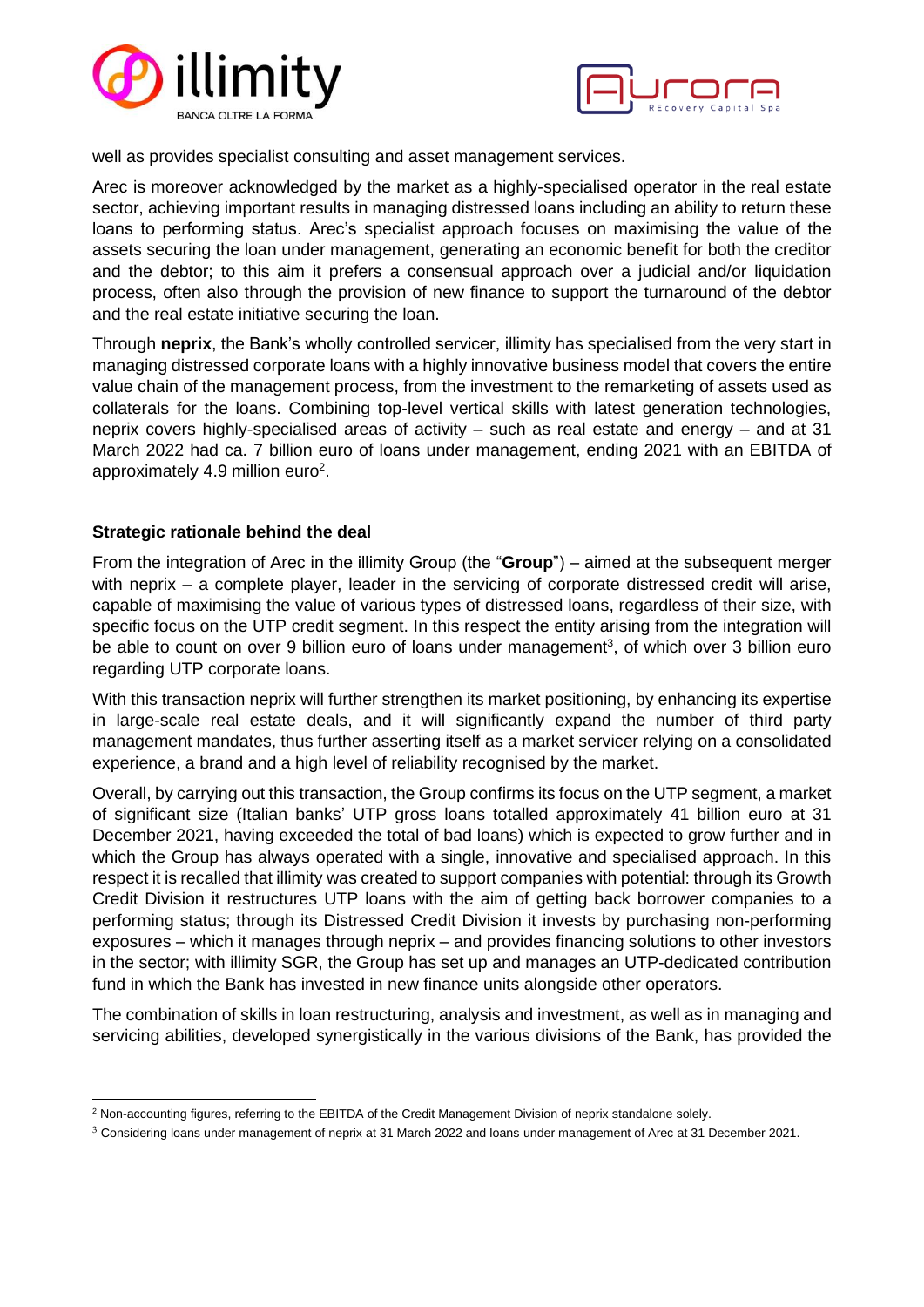well as provides specialist consulting and asset management services.

Arec is moreover acknowledged by the market as a highly-specialised operator in the real estate sector, achieving important results in managing distressed loans including an ability to return these loans to performing status. Arec's specialist approach focuses on maximising the value of the assets securing the loan under management, generating an economic benefit for both the creditor and the debtor; to this aim it prefers a consensual approach over a judicial and/or liquidation process, often also through the provision of new finance to support the turnaround of the debtor and the real estate initiative securing the loan.

Through **neprix**, the Bank's wholly controlled servicer, illimity has specialised from the very start in managing distressed corporate loans with a highly innovative business model that covers the entire value chain of the management process, from the investment to the remarketing of assets used as collaterals for the loans. Combining top-level vertical skills with latest generation technologies, neprix covers highly-specialised areas of activity – such as real estate and energy – and at 31 March 2022 had ca. 7 billion euro of loans under management, ending 2021 with an EBITDA of approximately 4.9 million euro[2].

### Strategic rationale behind the deal

From the integration of Arec in the illimity Group (the "**Group**") – aimed at the subsequent merger with neprix – a complete player, leader in the servicing of corporate distressed credit will arise, capable of maximising the value of various types of distressed loans, regardless of their size, with specific focus on the UTP credit segment. In this respect the entity arising from the integration will be able to count on over 9 billion euro of loans under management[3], of which over 3 billion euro regarding UTP corporate loans.

With this transaction neprix will further strengthen its market positioning, by enhancing its expertise in large-scale real estate deals, and it will significantly expand the number of third party management mandates, thus further asserting itself as a market servicer relying on a consolidated experience, a brand and a high level of reliability recognised by the market.

Overall, by carrying out this transaction, the Group confirms its focus on the UTP segment, a market of significant size (Italian banks' UTP gross loans totalled approximately 41 billion euro at 31 December 2021, having exceeded the total of bad loans) which is expected to grow further and in which the Group has always operated with a single, innovative and specialised approach. In this respect it is recalled that illimity was created to support companies with potential: through its Growth Credit Division it restructures UTP loans with the aim of getting back borrower companies to a performing status; through its Distressed Credit Division it invests by purchasing non-performing exposures – which it manages through neprix – and provides financing solutions to other investors in the sector; with illimity SGR, the Group has set up and manages an UTP-dedicated contribution fund in which the Bank has invested in new finance units alongside other operators.

The combination of skills in loan restructuring, analysis and investment, as well as in managing and servicing abilities, developed synergistically in the various divisions of the Bank, has provided the

---

[2] Non-accounting figures, referring to the EBITDA of the Credit Management Division of neprix standalone solely.

[3] Considering loans under management of neprix at 31 March 2022 and loans under management of Arec at 31 December 2021.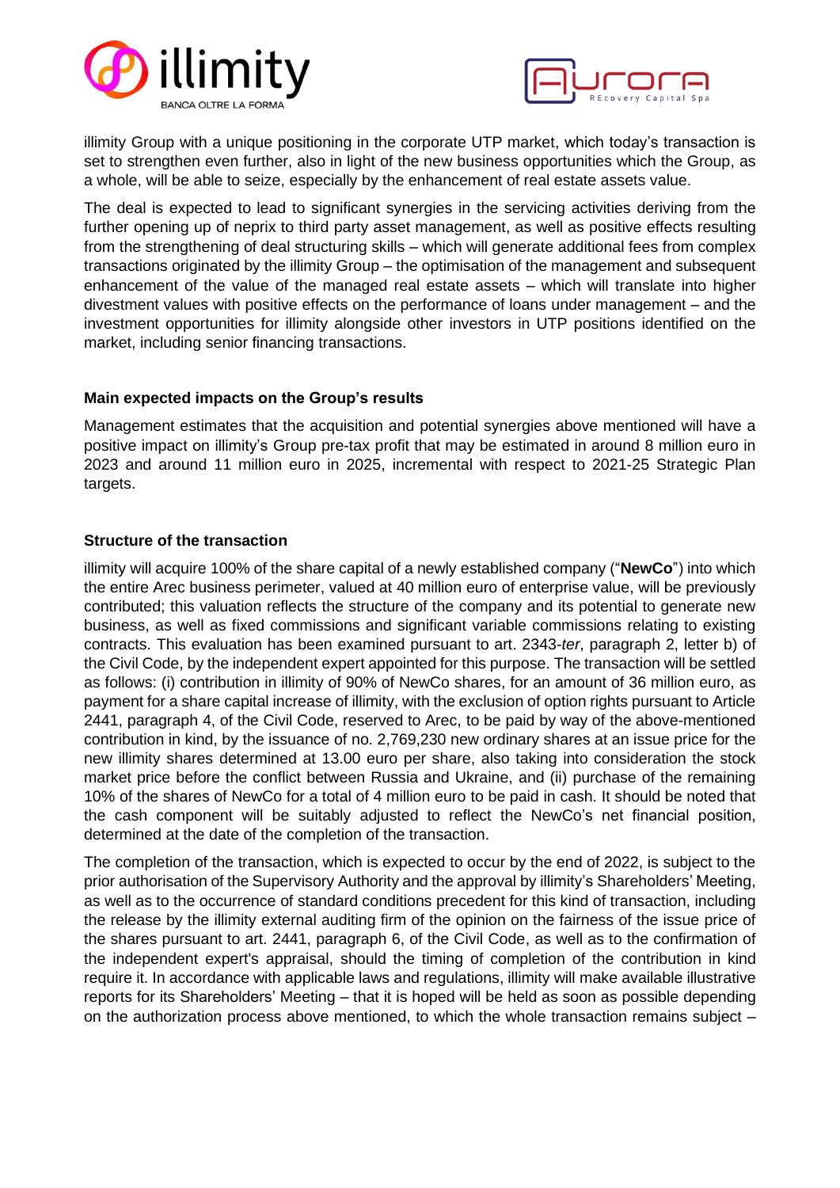illimity Group with a unique positioning in the corporate UTP market, which today's transaction is set to strengthen even further, also in light of the new business opportunities which the Group, as a whole, will be able to seize, especially by the enhancement of real estate assets value.

The deal is expected to lead to significant synergies in the servicing activities deriving from the further opening up of neprix to third party asset management, as well as positive effects resulting from the strengthening of deal structuring skills – which will generate additional fees from complex transactions originated by the illimity Group – the optimisation of the management and subsequent enhancement of the value of the managed real estate assets – which will translate into higher divestment values with positive effects on the performance of loans under management – and the investment opportunities for illimity alongside other investors in UTP positions identified on the market, including senior financing transactions.

**Main expected impacts on the Group's results**

Management estimates that the acquisition and potential synergies above mentioned will have a positive impact on illimity's Group pre-tax profit that may be estimated in around 8 million euro in 2023 and around 11 million euro in 2025, incremental with respect to 2021-25 Strategic Plan targets.

**Structure of the transaction**

illimity will acquire 100% of the share capital of a newly established company ("**NewCo**") into which the entire Arec business perimeter, valued at 40 million euro of enterprise value, will be previously contributed; this valuation reflects the structure of the company and its potential to generate new business, as well as fixed commissions and significant variable commissions relating to existing contracts. This evaluation has been examined pursuant to art. 2343-*ter*, paragraph 2, letter b) of the Civil Code, by the independent expert appointed for this purpose. The transaction will be settled as follows: (i) contribution in illimity of 90% of NewCo shares, for an amount of 36 million euro, as payment for a share capital increase of illimity, with the exclusion of option rights pursuant to Article 2441, paragraph 4, of the Civil Code, reserved to Arec, to be paid by way of the above-mentioned contribution in kind, by the issuance of no. 2,769,230 new ordinary shares at an issue price for the new illimity shares determined at 13.00 euro per share, also taking into consideration the stock market price before the conflict between Russia and Ukraine, and (ii) purchase of the remaining 10% of the shares of NewCo for a total of 4 million euro to be paid in cash. It should be noted that the cash component will be suitably adjusted to reflect the NewCo's net financial position, determined at the date of the completion of the transaction.

The completion of the transaction, which is expected to occur by the end of 2022, is subject to the prior authorisation of the Supervisory Authority and the approval by illimity's Shareholders' Meeting, as well as to the occurrence of standard conditions precedent for this kind of transaction, including the release by the illimity external auditing firm of the opinion on the fairness of the issue price of the shares pursuant to art. 2441, paragraph 6, of the Civil Code, as well as to the confirmation of the independent expert's appraisal, should the timing of completion of the contribution in kind require it. In accordance with applicable laws and regulations, illimity will make available illustrative reports for its Shareholders' Meeting – that it is hoped will be held as soon as possible depending on the authorization process above mentioned, to which the whole transaction remains subject –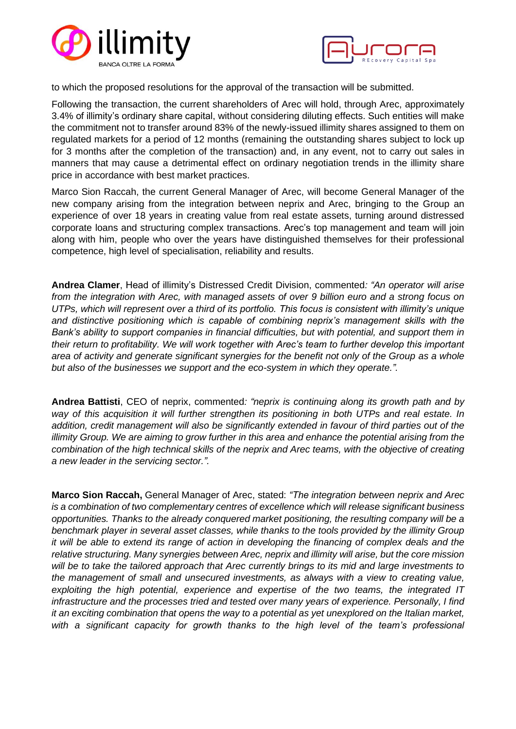to which the proposed resolutions for the approval of the transaction will be submitted.

Following the transaction, the current shareholders of Arec will hold, through Arec, approximately 3.4% of illimity's ordinary share capital, without considering diluting effects. Such entities will make the commitment not to transfer around 83% of the newly-issued illimity shares assigned to them on regulated markets for a period of 12 months (remaining the outstanding shares subject to lock up for 3 months after the completion of the transaction) and, in any event, not to carry out sales in manners that may cause a detrimental effect on ordinary negotiation trends in the illimity share price in accordance with best market practices.

Marco Sion Raccah, the current General Manager of Arec, will become General Manager of the new company arising from the integration between neprix and Arec, bringing to the Group an experience of over 18 years in creating value from real estate assets, turning around distressed corporate loans and structuring complex transactions. Arec's top management and team will join along with him, people who over the years have distinguished themselves for their professional competence, high level of specialisation, reliability and results.

**Andrea Clamer**, Head of illimity's Distressed Credit Division, commented*: "An operator will arise from the integration with Arec, with managed assets of over 9 billion euro and a strong focus on UTPs, which will represent over a third of its portfolio. This focus is consistent with illimity's unique and distinctive positioning which is capable of combining neprix's management skills with the Bank's ability to support companies in financial difficulties, but with potential, and support them in their return to profitability. We will work together with Arec's team to further develop this important area of activity and generate significant synergies for the benefit not only of the Group as a whole but also of the businesses we support and the eco-system in which they operate.".*

**Andrea Battisti**, CEO of neprix, commented*: "neprix is continuing along its growth path and by way of this acquisition it will further strengthen its positioning in both UTPs and real estate. In addition, credit management will also be significantly extended in favour of third parties out of the illimity Group. We are aiming to grow further in this area and enhance the potential arising from the combination of the high technical skills of the neprix and Arec teams, with the objective of creating a new leader in the servicing sector.".*

**Marco Sion Raccah,** General Manager of Arec, stated: *"The integration between neprix and Arec is a combination of two complementary centres of excellence which will release significant business opportunities. Thanks to the already conquered market positioning, the resulting company will be a benchmark player in several asset classes, while thanks to the tools provided by the illimity Group it will be able to extend its range of action in developing the financing of complex deals and the relative structuring. Many synergies between Arec, neprix and illimity will arise, but the core mission will be to take the tailored approach that Arec currently brings to its mid and large investments to the management of small and unsecured investments, as always with a view to creating value, exploiting the high potential, experience and expertise of the two teams, the integrated IT infrastructure and the processes tried and tested over many years of experience. Personally, I find it an exciting combination that opens the way to a potential as yet unexplored on the Italian market, with a significant capacity for growth thanks to the high level of the team's professional*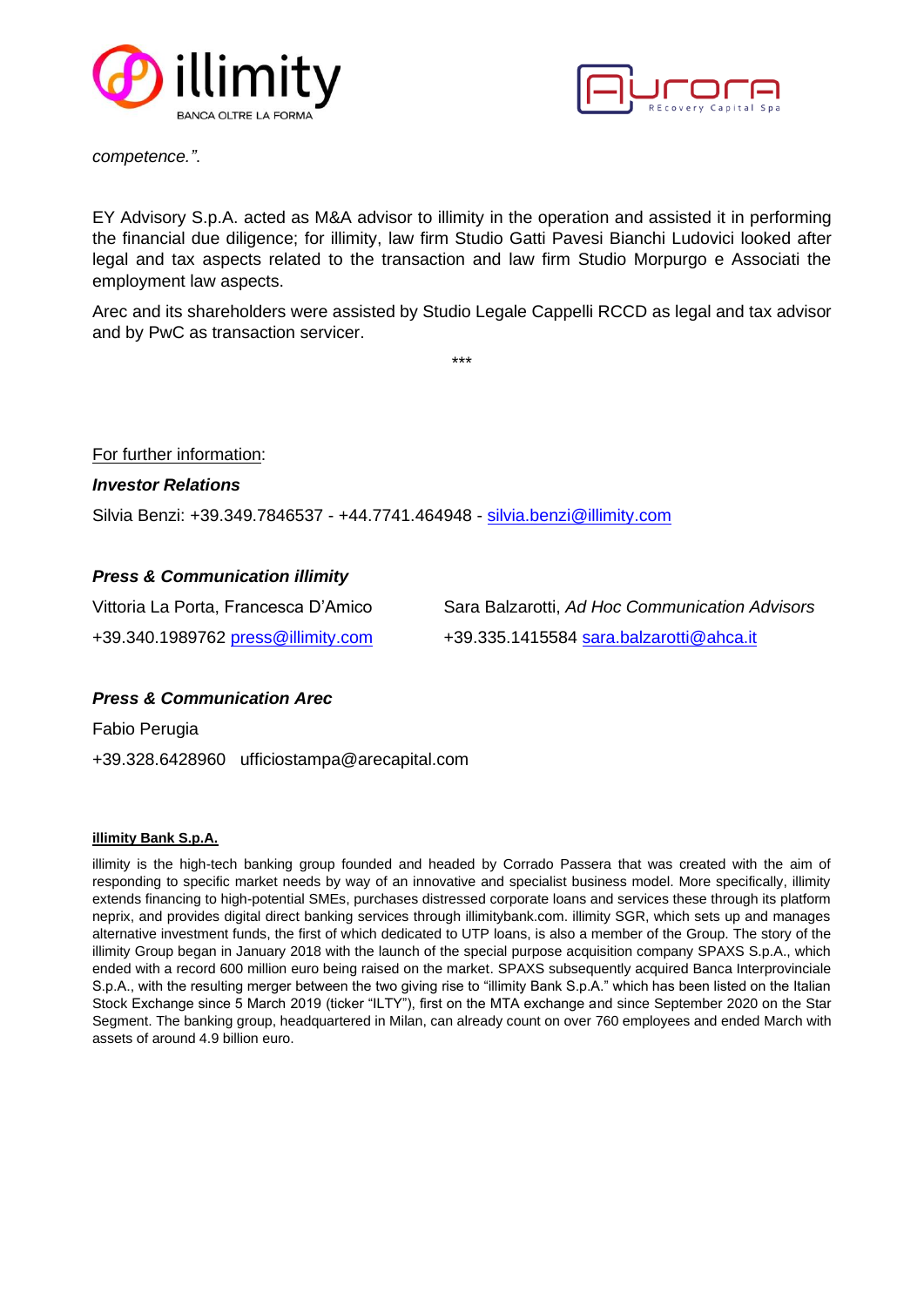*competence.”*.

EY Advisory S.p.A. acted as M&A advisor to illimity in the operation and assisted it in performing the financial due diligence; for illimity, law firm Studio Gatti Pavesi Bianchi Ludovici looked after legal and tax aspects related to the transaction and law firm Studio Morpurgo e Associati the employment law aspects.

Arec and its shareholders were assisted by Studio Legale Cappelli RCCD as legal and tax advisor and by PwC as transaction servicer.

\*\*\*

For further information:

***Investor Relations***

Silvia Benzi: +39.349.7846537 - +44.7741.464948 - silvia.benzi@illimity.com

***Press & Communication illimity***

Vittoria La Porta, Francesca D’Amico
+39.340.1989762 press@illimity.com

Sara Balzarotti, *Ad Hoc Communication Advisors*
+39.335.1415584 sara.balzarotti@ahca.it

***Press & Communication Arec***

Fabio Perugia
+39.328.6428960 ufficiostampa@arecapital.com

**illimity Bank S.p.A.**

illimity is the high-tech banking group founded and headed by Corrado Passera that was created with the aim of responding to specific market needs by way of an innovative and specialist business model. More specifically, illimity extends financing to high-potential SMEs, purchases distressed corporate loans and services these through its platform neprix, and provides digital direct banking services through illimitybank.com. illimity SGR, which sets up and manages alternative investment funds, the first of which dedicated to UTP loans, is also a member of the Group. The story of the illimity Group began in January 2018 with the launch of the special purpose acquisition company SPAXS S.p.A., which ended with a record 600 million euro being raised on the market. SPAXS subsequently acquired Banca Interprovinciale S.p.A., with the resulting merger between the two giving rise to “illimity Bank S.p.A.” which has been listed on the Italian Stock Exchange since 5 March 2019 (ticker “ILTY”), first on the MTA exchange and since September 2020 on the Star Segment. The banking group, headquartered in Milan, can already count on over 760 employees and ended March with assets of around 4.9 billion euro.